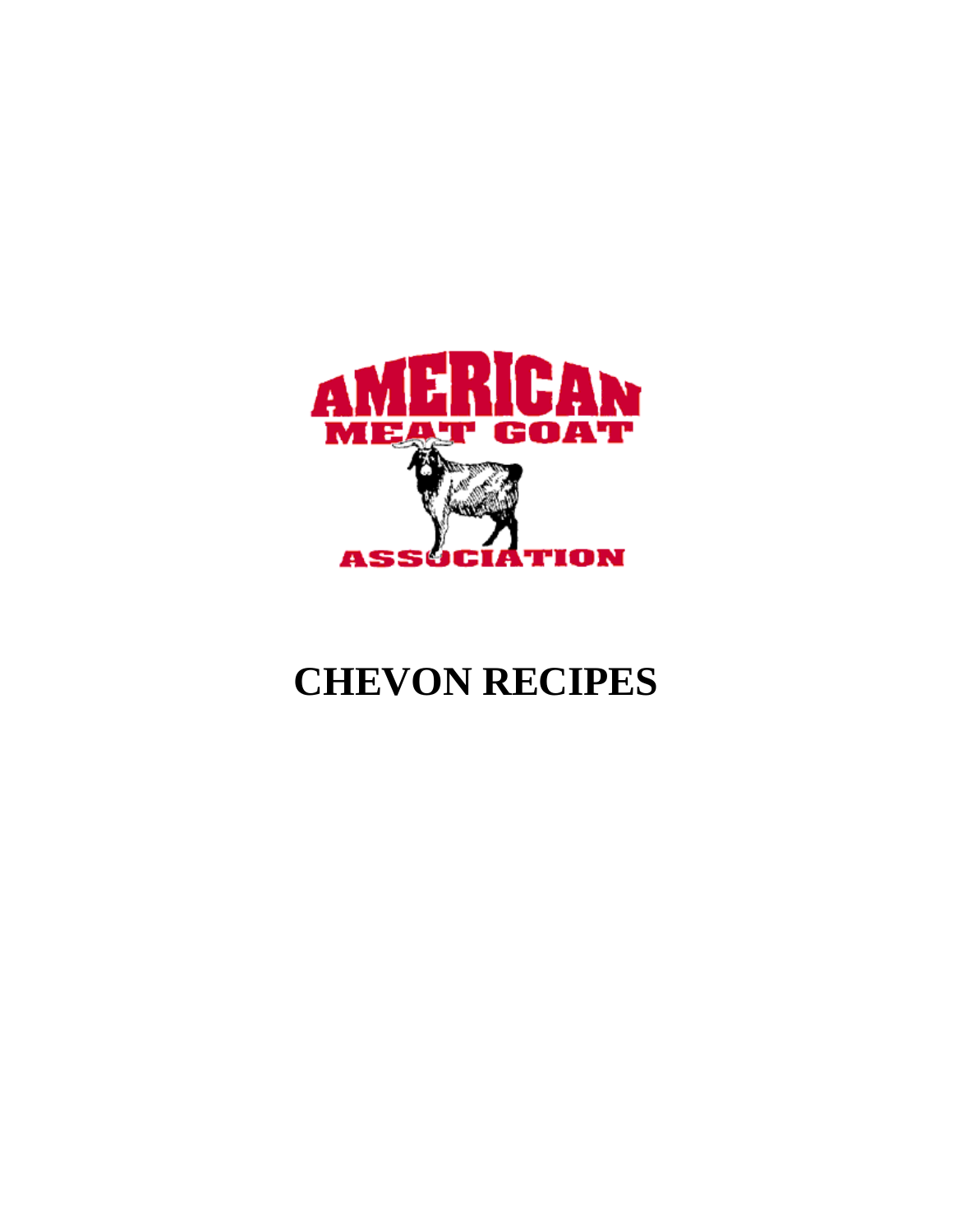AMERICAN

MEAT GOAT

ASSOCIATION

# CHEVON RECIPES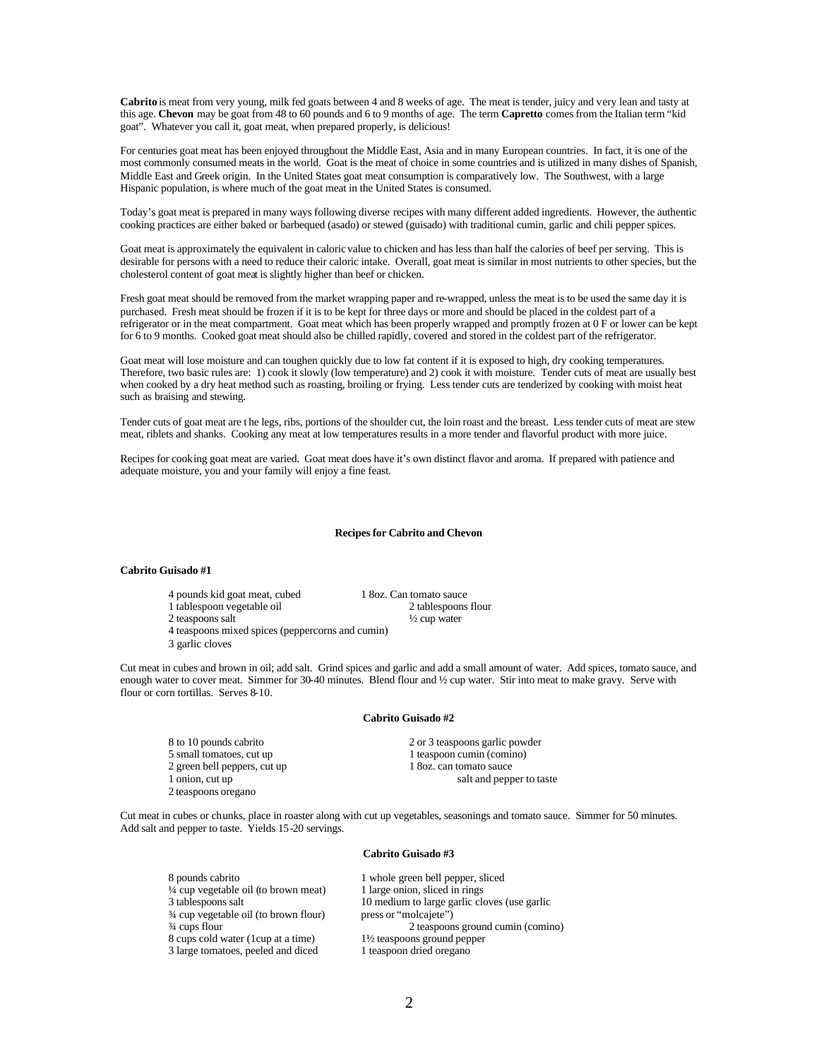**Cabrito** is meat from very young, milk fed goats between 4 and 8 weeks of age. The meat is tender, juicy and very lean and tasty at this age. **Chevon** may be goat from 48 to 60 pounds and 6 to 9 months of age. The term **Capretto** comes from the Italian term "kid goat". Whatever you call it, goat meat, when prepared properly, is delicious!

For centuries goat meat has been enjoyed throughout the Middle East, Asia and in many European countries. In fact, it is one of the most commonly consumed meats in the world. Goat is the meat of choice in some countries and is utilized in many dishes of Spanish, Middle East and Greek origin. In the United States goat meat consumption is comparatively low. The Southwest, with a large Hispanic population, is where much of the goat meat in the United States is consumed.

Today's goat meat is prepared in many ways following diverse recipes with many different added ingredients. However, the authentic cooking practices are either baked or barbequed (asado) or stewed (guisado) with traditional cumin, garlic and chili pepper spices.

Goat meat is approximately the equivalent in caloric value to chicken and has less than half the calories of beef per serving. This is desirable for persons with a need to reduce their caloric intake. Overall, goat meat is similar in most nutrients to other species, but the cholesterol content of goat meat is slightly higher than beef or chicken.

Fresh goat meat should be removed from the market wrapping paper and re-wrapped, unless the meat is to be used the same day it is purchased. Fresh meat should be frozen if it is to be kept for three days or more and should be placed in the coldest part of a refrigerator or in the meat compartment. Goat meat which has been properly wrapped and promptly frozen at 0 F or lower can be kept for 6 to 9 months. Cooked goat meat should also be chilled rapidly, covered and stored in the coldest part of the refrigerator.

Goat meat will lose moisture and can toughen quickly due to low fat content if it is exposed to high, dry cooking temperatures. Therefore, two basic rules are: 1) cook it slowly (low temperature) and 2) cook it with moisture. Tender cuts of meat are usually best when cooked by a dry heat method such as roasting, broiling or frying. Less tender cuts are tenderized by cooking with moist heat such as braising and stewing.

Tender cuts of goat meat are the legs, ribs, portions of the shoulder cut, the loin roast and the breast. Less tender cuts of meat are stew meat, riblets and shanks. Cooking any meat at low temperatures results in a more tender and flavorful product with more juice.

Recipes for cooking goat meat are varied. Goat meat does have it's own distinct flavor and aroma. If prepared with patience and adequate moisture, you and your family will enjoy a fine feast.

## Recipes for Cabrito and Chevon

### Cabrito Guisado #1

- 4 pounds kid goat meat, cubed
- 1 tablespoon vegetable oil
- 2 teaspoons salt
- 4 teaspoons mixed spices (peppercorns and cumin)
- 3 garlic cloves
- 1 8oz. Can tomato sauce
- 2 tablespoons flour
- ½ cup water

Cut meat in cubes and brown in oil; add salt. Grind spices and garlic and add a small amount of water. Add spices, tomato sauce, and enough water to cover meat. Simmer for 30-40 minutes. Blend flour and ½ cup water. Stir into meat to make gravy. Serve with flour or corn tortillas. Serves 8-10.

### Cabrito Guisado #2

- 8 to 10 pounds cabrito
- 5 small tomatoes, cut up
- 2 green bell peppers, cut up
- 1 onion, cut up
- 2 teaspoons oregano
- 2 or 3 teaspoons garlic powder
- 1 teaspoon cumin (comino)
- 1 8oz. can tomato sauce
- salt and pepper to taste

Cut meat in cubes or chunks, place in roaster along with cut up vegetables, seasonings and tomato sauce. Simmer for 50 minutes. Add salt and pepper to taste. Yields 15-20 servings.

### Cabrito Guisado #3

- 8 pounds cabrito
- ¼ cup vegetable oil (to brown meat)
- 3 tablespoons salt
- ¾ cup vegetable oil (to brown flour)
- ¾ cups flour
- 8 cups cold water (1cup at a time)
- 3 large tomatoes, peeled and diced
- 1 whole green bell pepper, sliced
- 1 large onion, sliced in rings
- 10 medium to large garlic cloves (use garlic press or "molcajete")
- 2 teaspoons ground cumin (comino)
- 1½ teaspoons ground pepper
- 1 teaspoon dried oregano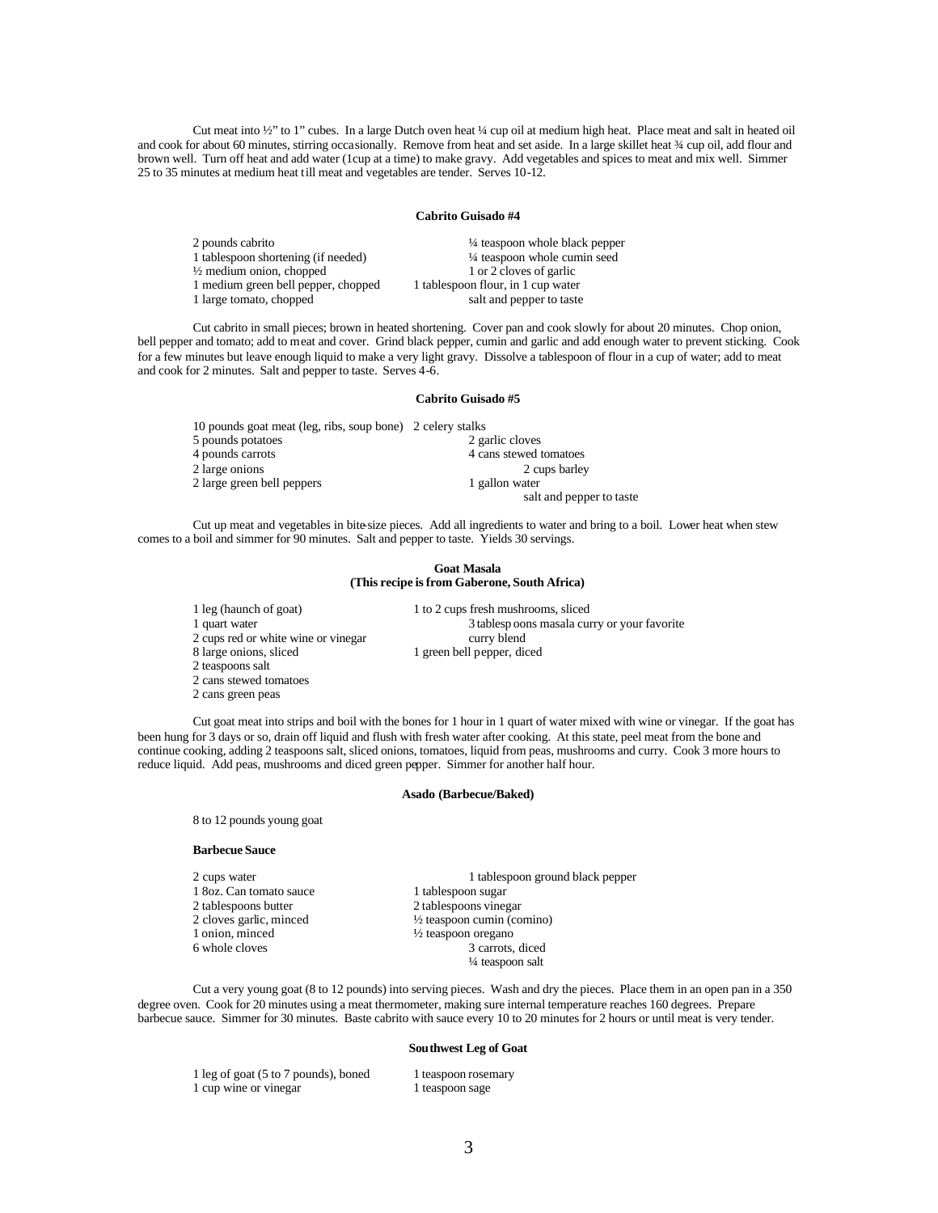Cut meat into ½" to 1" cubes. In a large Dutch oven heat ¼ cup oil at medium high heat. Place meat and salt in heated oil and cook for about 60 minutes, stirring occasionally. Remove from heat and set aside. In a large skillet heat ¾ cup oil, add flour and brown well. Turn off heat and add water (1cup at a time) to make gravy. Add vegetables and spices to meat and mix well. Simmer 25 to 35 minutes at medium heat till meat and vegetables are tender. Serves 10-12.

### Cabrito Guisado #4

- 2 pounds cabrito
- 1 tablespoon shortening (if needed)
- ½ medium onion, chopped
- 1 medium green bell pepper, chopped
- 1 large tomato, chopped
- ¼ teaspoon whole black pepper
- ¼ teaspoon whole cumin seed
- 1 or 2 cloves of garlic
- 1 tablespoon flour, in 1 cup water
- salt and pepper to taste

Cut cabrito in small pieces; brown in heated shortening. Cover pan and cook slowly for about 20 minutes. Chop onion, bell pepper and tomato; add to meat and cover. Grind black pepper, cumin and garlic and add enough water to prevent sticking. Cook for a few minutes but leave enough liquid to make a very light gravy. Dissolve a tablespoon of flour in a cup of water; add to meat and cook for 2 minutes. Salt and pepper to taste. Serves 4-6.

### Cabrito Guisado #5

- 10 pounds goat meat (leg, ribs, soup bone)
- 5 pounds potatoes
- 4 pounds carrots
- 2 large onions
- 2 large green bell peppers
- 2 celery stalks
- 2 garlic cloves
- 4 cans stewed tomatoes
- 2 cups barley
- 1 gallon water
- salt and pepper to taste

Cut up meat and vegetables in bite-size pieces. Add all ingredients to water and bring to a boil. Lower heat when stew comes to a boil and simmer for 90 minutes. Salt and pepper to taste. Yields 30 servings.

### Goat Masala
**(This recipe is from Gaberone, South Africa)**

- 1 leg (haunch of goat)
- 1 quart water
- 2 cups red or white wine or vinegar
- 8 large onions, sliced
- 2 teaspoons salt
- 2 cans stewed tomatoes
- 2 cans green peas
- 1 to 2 cups fresh mushrooms, sliced
- 3 tablespoons masala curry or your favorite curry blend
- 1 green bell pepper, diced

Cut goat meat into strips and boil with the bones for 1 hour in 1 quart of water mixed with wine or vinegar. If the goat has been hung for 3 days or so, drain off liquid and flush with fresh water after cooking. At this state, peel meat from the bone and continue cooking, adding 2 teaspoons salt, sliced onions, tomatoes, liquid from peas, mushrooms and curry. Cook 3 more hours to reduce liquid. Add peas, mushrooms and diced green pepper. Simmer for another half hour.

### Asado (Barbecue/Baked)

8 to 12 pounds young goat

**Barbecue Sauce**

- 2 cups water
- 1 8oz. Can tomato sauce
- 2 tablespoons butter
- 2 cloves garlic, minced
- 1 onion, minced
- 6 whole cloves
- 1 tablespoon ground black pepper
- 1 tablespoon sugar
- 2 tablespoons vinegar
- ½ teaspoon cumin (comino)
- ½ teaspoon oregano
- 3 carrots, diced
- ¼ teaspoon salt

Cut a very young goat (8 to 12 pounds) into serving pieces. Wash and dry the pieces. Place them in an open pan in a 350 degree oven. Cook for 20 minutes using a meat thermometer, making sure internal temperature reaches 160 degrees. Prepare barbecue sauce. Simmer for 30 minutes. Baste cabrito with sauce every 10 to 20 minutes for 2 hours or until meat is very tender.

### Southwest Leg of Goat

- 1 leg of goat (5 to 7 pounds), boned
- 1 cup wine or vinegar
- 1 teaspoon rosemary
- 1 teaspoon sage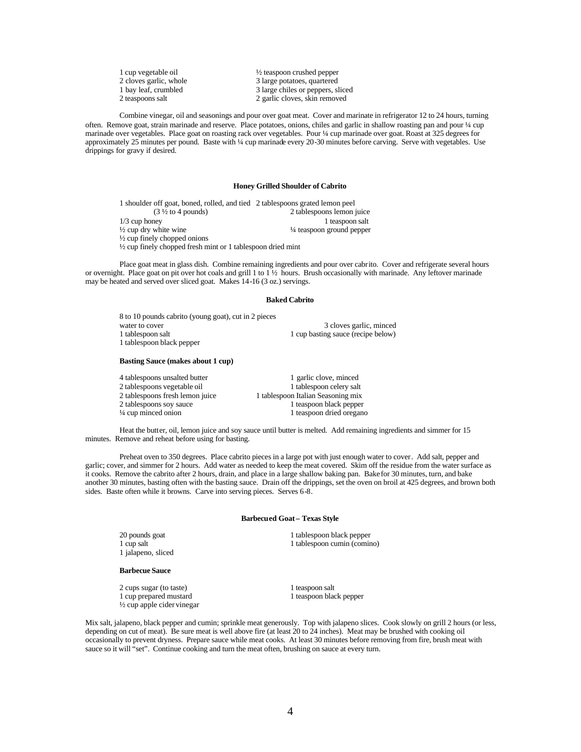1 cup vegetable oil
2 cloves garlic, whole
1 bay leaf, crumbled
2 teaspoons salt
½ teaspoon crushed pepper
3 large potatoes, quartered
3 large chiles or peppers, sliced
2 garlic cloves, skin removed

Combine vinegar, oil and seasonings and pour over goat meat. Cover and marinate in refrigerator 12 to 24 hours, turning often. Remove goat, strain marinade and reserve. Place potatoes, onions, chiles and garlic in shallow roasting pan and pour ¼ cup marinade over vegetables. Place goat on roasting rack over vegetables. Pour ¼ cup marinade over goat. Roast at 325 degrees for approximately 25 minutes per pound. Baste with ¼ cup marinade every 20-30 minutes before carving. Serve with vegetables. Use drippings for gravy if desired.

### Honey Grilled Shoulder of Cabrito

1 shoulder off goat, boned, rolled, and tied (3 ½ to 4 pounds)
1/3 cup honey
½ cup dry white wine
½ cup finely chopped onions
½ cup finely chopped fresh mint or 1 tablespoon dried mint
2 tablespoons grated lemon peel
2 tablespoons lemon juice
1 teaspoon salt
¼ teaspoon ground pepper

Place goat meat in glass dish. Combine remaining ingredients and pour over cabrito. Cover and refrigerate several hours or overnight. Place goat on pit over hot coals and grill 1 to 1 ½ hours. Brush occasionally with marinade. Any leftover marinade may be heated and served over sliced goat. Makes 14-16 (3 oz.) servings.

### Baked Cabrito

8 to 10 pounds cabrito (young goat), cut in 2 pieces
water to cover
1 tablespoon salt
1 tablespoon black pepper
3 cloves garlic, minced
1 cup basting sauce (recipe below)

**Basting Sauce (makes about 1 cup)**

4 tablespoons unsalted butter
2 tablespoons vegetable oil
2 tablespoons fresh lemon juice
2 tablespoons soy sauce
¼ cup minced onion
1 garlic clove, minced
1 tablespoon celery salt
1 tablespoon Italian Seasoning mix
1 teaspoon black pepper
1 teaspoon dried oregano

Heat the butter, oil, lemon juice and soy sauce until butter is melted. Add remaining ingredients and simmer for 15 minutes. Remove and reheat before using for basting.

Preheat oven to 350 degrees. Place cabrito pieces in a large pot with just enough water to cover. Add salt, pepper and garlic; cover, and simmer for 2 hours. Add water as needed to keep the meat covered. Skim off the residue from the water surface as it cooks. Remove the cabrito after 2 hours, drain, and place in a large shallow baking pan. Bake for 30 minutes, turn, and bake another 30 minutes, basting often with the basting sauce. Drain off the drippings, set the oven on broil at 425 degrees, and brown both sides. Baste often while it browns. Carve into serving pieces. Serves 6-8.

### Barbecued Goat – Texas Style

20 pounds goat
1 cup salt
1 jalapeno, sliced
1 tablespoon black pepper
1 tablespoon cumin (comino)

**Barbecue Sauce**

2 cups sugar (to taste)
1 cup prepared mustard
½ cup apple cider vinegar
1 teaspoon salt
1 teaspoon black pepper

Mix salt, jalapeno, black pepper and cumin; sprinkle meat generously. Top with jalapeno slices. Cook slowly on grill 2 hours (or less, depending on cut of meat). Be sure meat is well above fire (at least 20 to 24 inches). Meat may be brushed with cooking oil occasionally to prevent dryness. Prepare sauce while meat cooks. At least 30 minutes before removing from fire, brush meat with sauce so it will "set". Continue cooking and turn the meat often, brushing on sauce at every turn.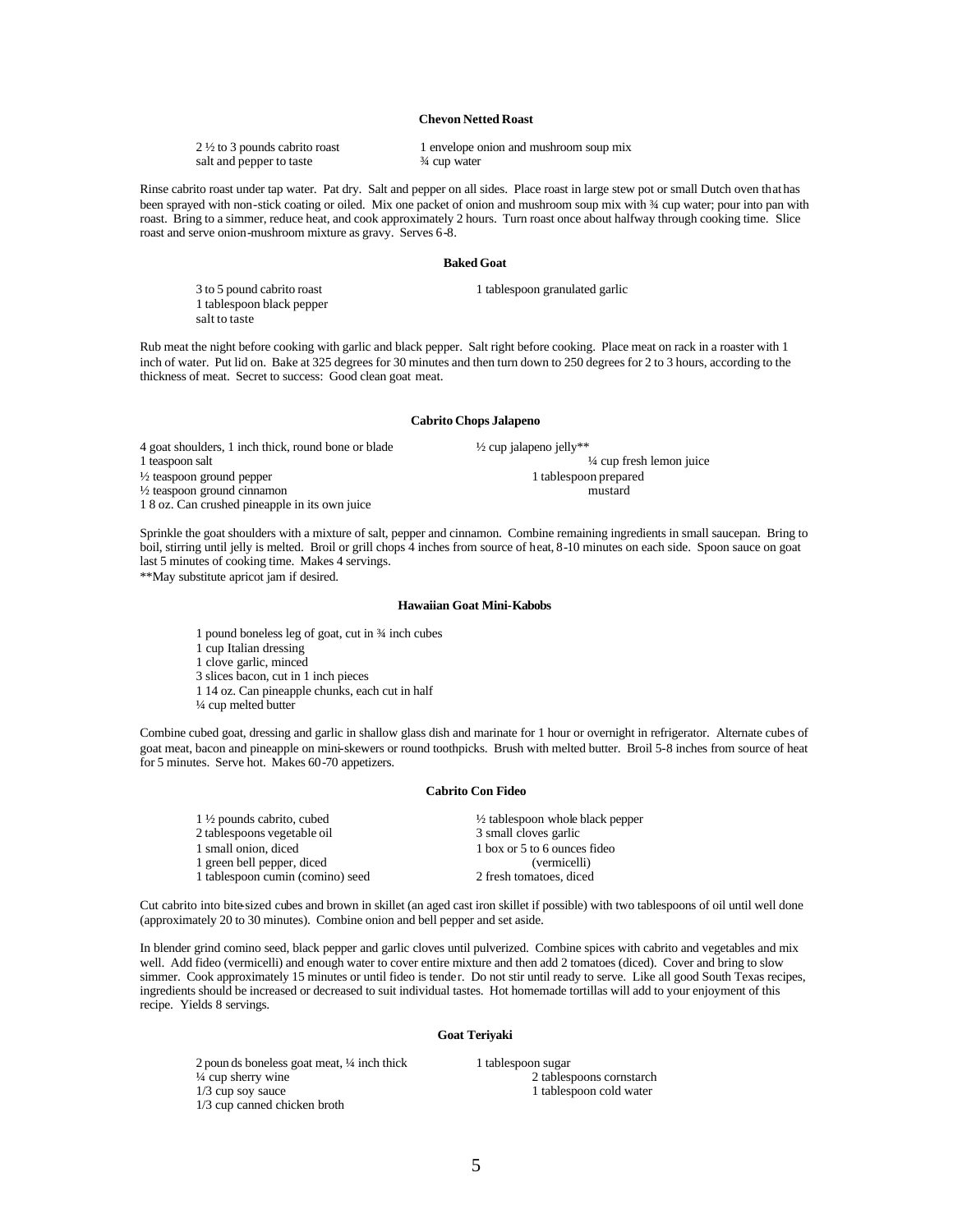### Chevon Netted Roast

2 ½ to 3 pounds cabrito roast
salt and pepper to taste
1 envelope onion and mushroom soup mix
¾ cup water

Rinse cabrito roast under tap water. Pat dry. Salt and pepper on all sides. Place roast in large stew pot or small Dutch oven that has been sprayed with non-stick coating or oiled. Mix one packet of onion and mushroom soup mix with ¾ cup water; pour into pan with roast. Bring to a simmer, reduce heat, and cook approximately 2 hours. Turn roast once about halfway through cooking time. Slice roast and serve onion-mushroom mixture as gravy. Serves 6-8.

### Baked Goat

3 to 5 pound cabrito roast
1 tablespoon black pepper
salt to taste
1 tablespoon granulated garlic

Rub meat the night before cooking with garlic and black pepper. Salt right before cooking. Place meat on rack in a roaster with 1 inch of water. Put lid on. Bake at 325 degrees for 30 minutes and then turn down to 250 degrees for 2 to 3 hours, according to the thickness of meat. Secret to success: Good clean goat meat.

### Cabrito Chops Jalapeno

4 goat shoulders, 1 inch thick, round bone or blade
1 teaspoon salt
½ teaspoon ground pepper
½ teaspoon ground cinnamon
1 8 oz. Can crushed pineapple in its own juice
½ cup jalapeno jelly**
¼ cup fresh lemon juice
1 tablespoon prepared mustard

Sprinkle the goat shoulders with a mixture of salt, pepper and cinnamon. Combine remaining ingredients in small saucepan. Bring to boil, stirring until jelly is melted. Broil or grill chops 4 inches from source of heat, 8-10 minutes on each side. Spoon sauce on goat last 5 minutes of cooking time. Makes 4 servings.

**May substitute apricot jam if desired.

### Hawaiian Goat Mini-Kabobs

1 pound boneless leg of goat, cut in ¾ inch cubes
1 cup Italian dressing
1 clove garlic, minced
3 slices bacon, cut in 1 inch pieces
1 14 oz. Can pineapple chunks, each cut in half
¼ cup melted butter

Combine cubed goat, dressing and garlic in shallow glass dish and marinate for 1 hour or overnight in refrigerator. Alternate cubes of goat meat, bacon and pineapple on mini-skewers or round toothpicks. Brush with melted butter. Broil 5-8 inches from source of heat for 5 minutes. Serve hot. Makes 60-70 appetizers.

### Cabrito Con Fideo

1 ½ pounds cabrito, cubed
2 tablespoons vegetable oil
1 small onion, diced
1 green bell pepper, diced
1 tablespoon cumin (comino) seed
½ tablespoon whole black pepper
3 small cloves garlic
1 box or 5 to 6 ounces fideo (vermicelli)
2 fresh tomatoes, diced

Cut cabrito into bite-sized cubes and brown in skillet (an aged cast iron skillet if possible) with two tablespoons of oil until well done (approximately 20 to 30 minutes). Combine onion and bell pepper and set aside.

In blender grind comino seed, black pepper and garlic cloves until pulverized. Combine spices with cabrito and vegetables and mix well. Add fideo (vermicelli) and enough water to cover entire mixture and then add 2 tomatoes (diced). Cover and bring to slow simmer. Cook approximately 15 minutes or until fideo is tender. Do not stir until ready to serve. Like all good South Texas recipes, ingredients should be increased or decreased to suit individual tastes. Hot homemade tortillas will add to your enjoyment of this recipe. Yields 8 servings.

### Goat Teriyaki

2 pounds boneless goat meat, ¼ inch thick
¼ cup sherry wine
1/3 cup soy sauce
1/3 cup canned chicken broth
1 tablespoon sugar
2 tablespoons cornstarch
1 tablespoon cold water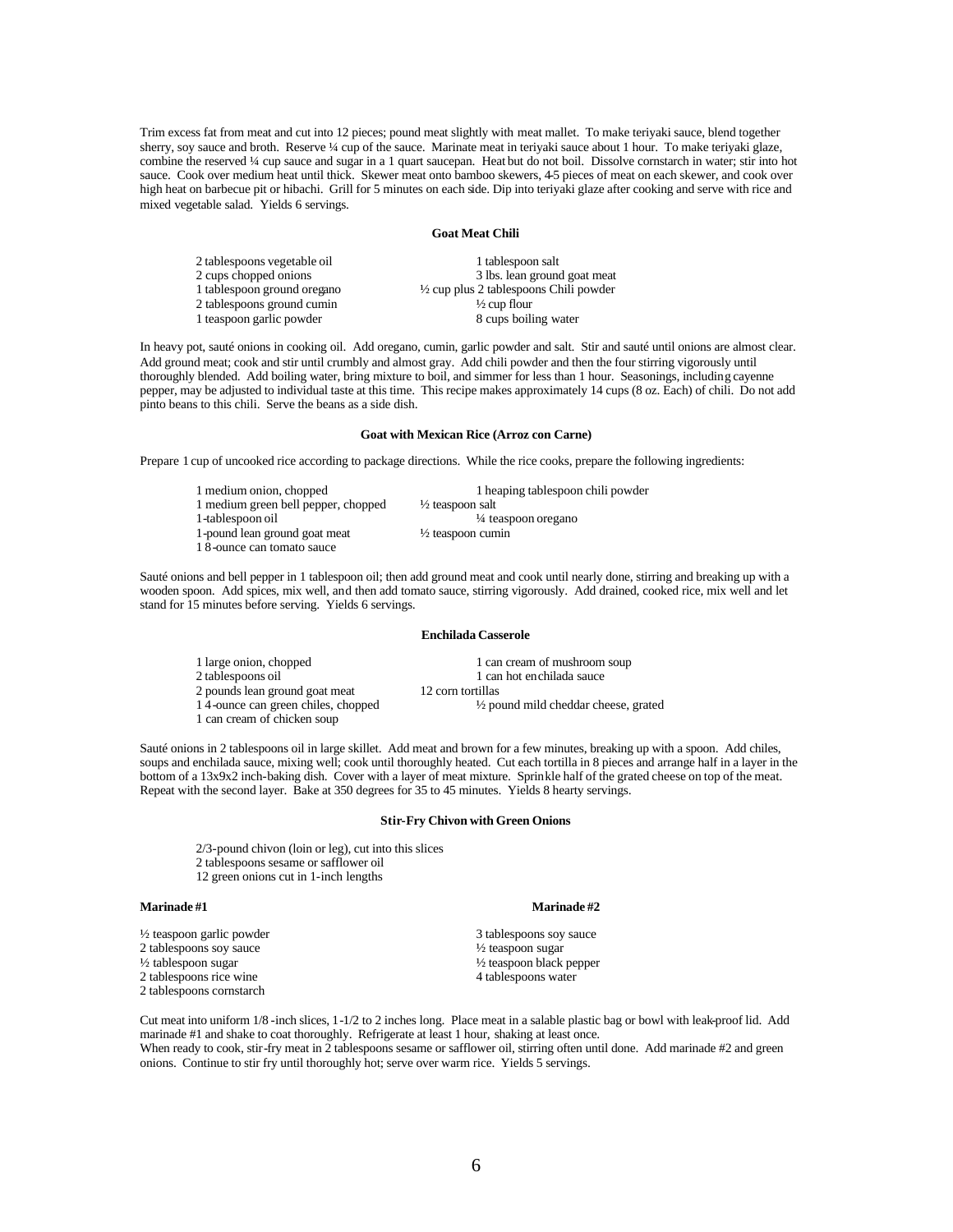Trim excess fat from meat and cut into 12 pieces; pound meat slightly with meat mallet. To make teriyaki sauce, blend together sherry, soy sauce and broth. Reserve ¼ cup of the sauce. Marinate meat in teriyaki sauce about 1 hour. To make teriyaki glaze, combine the reserved ¼ cup sauce and sugar in a 1 quart saucepan. Heat but do not boil. Dissolve cornstarch in water; stir into hot sauce. Cook over medium heat until thick. Skewer meat onto bamboo skewers, 4-5 pieces of meat on each skewer, and cook over high heat on barbecue pit or hibachi. Grill for 5 minutes on each side. Dip into teriyaki glaze after cooking and serve with rice and mixed vegetable salad. Yields 6 servings.

### Goat Meat Chili

- 2 tablespoons vegetable oil
- 2 cups chopped onions
- 1 tablespoon ground oregano
- 2 tablespoons ground cumin
- 1 teaspoon garlic powder
- 1 tablespoon salt
- 3 lbs. lean ground goat meat
- ½ cup plus 2 tablespoons Chili powder
- ½ cup flour
- 8 cups boiling water

In heavy pot, sauté onions in cooking oil. Add oregano, cumin, garlic powder and salt. Stir and sauté until onions are almost clear. Add ground meat; cook and stir until crumbly and almost gray. Add chili powder and then the four stirring vigorously until thoroughly blended. Add boiling water, bring mixture to boil, and simmer for less than 1 hour. Seasonings, including cayenne pepper, may be adjusted to individual taste at this time. This recipe makes approximately 14 cups (8 oz. Each) of chili. Do not add pinto beans to this chili. Serve the beans as a side dish.

### Goat with Mexican Rice (Arroz con Carne)

Prepare 1 cup of uncooked rice according to package directions. While the rice cooks, prepare the following ingredients:

- 1 medium onion, chopped
- 1 medium green bell pepper, chopped
- 1-tablespoon oil
- 1-pound lean ground goat meat
- 1 8-ounce can tomato sauce
- 1 heaping tablespoon chili powder
- ½ teaspoon salt
- ¼ teaspoon oregano
- ½ teaspoon cumin

Sauté onions and bell pepper in 1 tablespoon oil; then add ground meat and cook until nearly done, stirring and breaking up with a wooden spoon. Add spices, mix well, and then add tomato sauce, stirring vigorously. Add drained, cooked rice, mix well and let stand for 15 minutes before serving. Yields 6 servings.

### Enchilada Casserole

- 1 large onion, chopped
- 2 tablespoons oil
- 2 pounds lean ground goat meat
- 1 4-ounce can green chiles, chopped
- 1 can cream of chicken soup
- 1 can cream of mushroom soup
- 1 can hot enchilada sauce
- 12 corn tortillas
- ½ pound mild cheddar cheese, grated

Sauté onions in 2 tablespoons oil in large skillet. Add meat and brown for a few minutes, breaking up with a spoon. Add chiles, soups and enchilada sauce, mixing well; cook until thoroughly heated. Cut each tortilla in 8 pieces and arrange half in a layer in the bottom of a 13x9x2 inch-baking dish. Cover with a layer of meat mixture. Sprinkle half of the grated cheese on top of the meat. Repeat with the second layer. Bake at 350 degrees for 35 to 45 minutes. Yields 8 hearty servings.

### Stir-Fry Chivon with Green Onions

- 2/3-pound chivon (loin or leg), cut into this slices
- 2 tablespoons sesame or safflower oil
- 12 green onions cut in 1-inch lengths

**Marinade #1**

- ½ teaspoon garlic powder
- 2 tablespoons soy sauce
- ½ tablespoon sugar
- 2 tablespoons rice wine
- 2 tablespoons cornstarch

**Marinade #2**

- 3 tablespoons soy sauce
- ½ teaspoon sugar
- ½ teaspoon black pepper
- 4 tablespoons water

Cut meat into uniform 1/8-inch slices, 1-1/2 to 2 inches long. Place meat in a salable plastic bag or bowl with leak-proof lid. Add marinade #1 and shake to coat thoroughly. Refrigerate at least 1 hour, shaking at least once.
When ready to cook, stir-fry meat in 2 tablespoons sesame or safflower oil, stirring often until done. Add marinade #2 and green onions. Continue to stir fry until thoroughly hot; serve over warm rice. Yields 5 servings.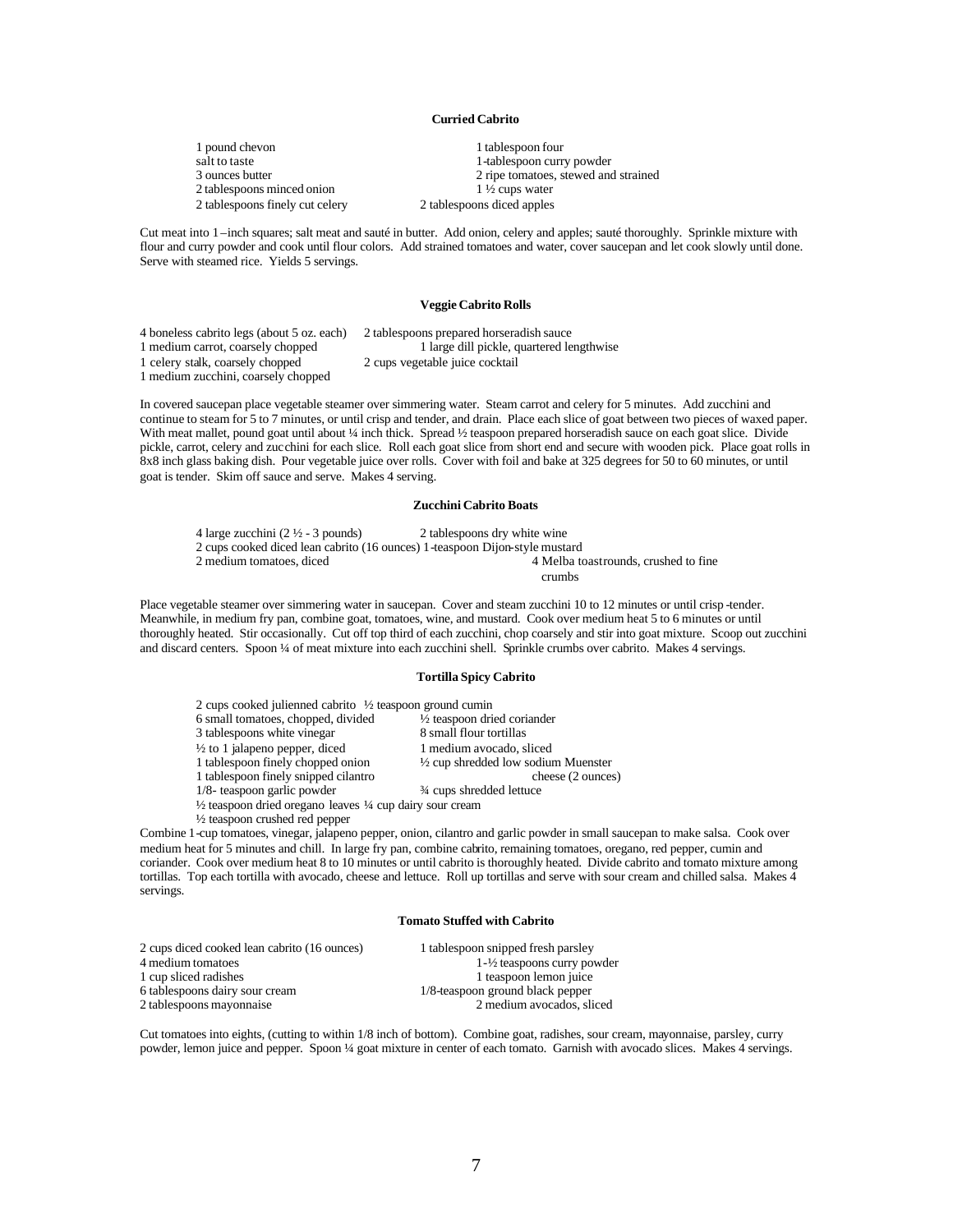### Curried Cabrito

1 pound chevon
salt to taste
3 ounces butter
2 tablespoons minced onion
2 tablespoons finely cut celery
1 tablespoon four
1-tablespoon curry powder
2 ripe tomatoes, stewed and strained
1 ½ cups water
2 tablespoons diced apples

Cut meat into 1–inch squares; salt meat and sauté in butter. Add onion, celery and apples; sauté thoroughly. Sprinkle mixture with flour and curry powder and cook until flour colors. Add strained tomatoes and water, cover saucepan and let cook slowly until done. Serve with steamed rice. Yields 5 servings.

### Veggie Cabrito Rolls

4 boneless cabrito legs (about 5 oz. each)
1 medium carrot, coarsely chopped
1 celery stalk, coarsely chopped
1 medium zucchini, coarsely chopped
2 tablespoons prepared horseradish sauce
1 large dill pickle, quartered lengthwise
2 cups vegetable juice cocktail

In covered saucepan place vegetable steamer over simmering water. Steam carrot and celery for 5 minutes. Add zucchini and continue to steam for 5 to 7 minutes, or until crisp and tender, and drain. Place each slice of goat between two pieces of waxed paper. With meat mallet, pound goat until about ¼ inch thick. Spread ½ teaspoon prepared horseradish sauce on each goat slice. Divide pickle, carrot, celery and zucchini for each slice. Roll each goat slice from short end and secure with wooden pick. Place goat rolls in 8x8 inch glass baking dish. Pour vegetable juice over rolls. Cover with foil and bake at 325 degrees for 50 to 60 minutes, or until goat is tender. Skim off sauce and serve. Makes 4 serving.

### Zucchini Cabrito Boats

4 large zucchini (2 ½ - 3 pounds)
2 cups cooked diced lean cabrito (16 ounces)
2 medium tomatoes, diced
2 tablespoons dry white wine
1-teaspoon Dijon-style mustard
4 Melba toast rounds, crushed to fine crumbs

Place vegetable steamer over simmering water in saucepan. Cover and steam zucchini 10 to 12 minutes or until crisp-tender. Meanwhile, in medium fry pan, combine goat, tomatoes, wine, and mustard. Cook over medium heat 5 to 6 minutes or until thoroughly heated. Stir occasionally. Cut off top third of each zucchini, chop coarsely and stir into goat mixture. Scoop out zucchini and discard centers. Spoon ¼ of meat mixture into each zucchini shell. Sprinkle crumbs over cabrito. Makes 4 servings.

### Tortilla Spicy Cabrito

2 cups cooked julienned cabrito
6 small tomatoes, chopped, divided
3 tablespoons white vinegar
½ to 1 jalapeno pepper, diced
1 tablespoon finely chopped onion
1 tablespoon finely snipped cilantro
1/8- teaspoon garlic powder
½ teaspoon dried oregano leaves
½ teaspoon crushed red pepper
½ teaspoon ground cumin
½ teaspoon dried coriander
8 small flour tortillas
1 medium avocado, sliced
½ cup shredded low sodium Muenster cheese (2 ounces)
¾ cups shredded lettuce
¼ cup dairy sour cream

Combine 1-cup tomatoes, vinegar, jalapeno pepper, onion, cilantro and garlic powder in small saucepan to make salsa. Cook over medium heat for 5 minutes and chill. In large fry pan, combine cabrito, remaining tomatoes, oregano, red pepper, cumin and coriander. Cook over medium heat 8 to 10 minutes or until cabrito is thoroughly heated. Divide cabrito and tomato mixture among tortillas. Top each tortilla with avocado, cheese and lettuce. Roll up tortillas and serve with sour cream and chilled salsa. Makes 4 servings.

### Tomato Stuffed with Cabrito

2 cups diced cooked lean cabrito (16 ounces)
4 medium tomatoes
1 cup sliced radishes
6 tablespoons dairy sour cream
2 tablespoons mayonnaise
1 tablespoon snipped fresh parsley
1-½ teaspoons curry powder
1 teaspoon lemon juice
1/8-teaspoon ground black pepper
2 medium avocados, sliced

Cut tomatoes into eights, (cutting to within 1/8 inch of bottom). Combine goat, radishes, sour cream, mayonnaise, parsley, curry powder, lemon juice and pepper. Spoon ¼ goat mixture in center of each tomato. Garnish with avocado slices. Makes 4 servings.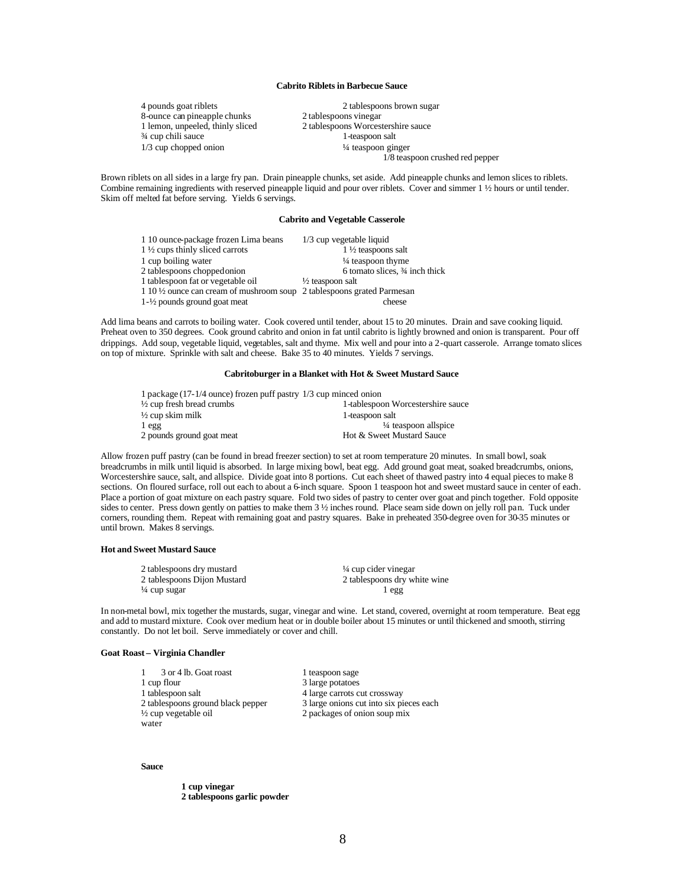### Cabrito Riblets in Barbecue Sauce

4 pounds goat riblets
8-ounce can pineapple chunks
1 lemon, unpeeled, thinly sliced
¾ cup chili sauce
1/3 cup chopped onion
2 tablespoons brown sugar
2 tablespoons vinegar
2 tablespoons Worcestershire sauce
1-teaspoon salt
¼ teaspoon ginger
1/8 teaspoon crushed red pepper

Brown riblets on all sides in a large fry pan. Drain pineapple chunks, set aside. Add pineapple chunks and lemon slices to riblets. Combine remaining ingredients with reserved pineapple liquid and pour over riblets. Cover and simmer 1 ½ hours or until tender. Skim off melted fat before serving. Yields 6 servings.

### Cabrito and Vegetable Casserole

1 10 ounce-package frozen Lima beans
1 ½ cups thinly sliced carrots
1 cup boiling water
2 tablespoons chopped onion
1 tablespoon fat or vegetable oil
1 10 ½ ounce can cream of mushroom soup
1-½ pounds ground goat meat
1/3 cup vegetable liquid
1 ½ teaspoons salt
¼ teaspoon thyme
6 tomato slices, ¾ inch thick
½ teaspoon salt
2 tablespoons grated Parmesan cheese

Add lima beans and carrots to boiling water. Cook covered until tender, about 15 to 20 minutes. Drain and save cooking liquid. Preheat oven to 350 degrees. Cook ground cabrito and onion in fat until cabrito is lightly browned and onion is transparent. Pour off drippings. Add soup, vegetable liquid, vegetables, salt and thyme. Mix well and pour into a 2-quart casserole. Arrange tomato slices on top of mixture. Sprinkle with salt and cheese. Bake 35 to 40 minutes. Yields 7 servings.

### Cabritoburger in a Blanket with Hot & Sweet Mustard Sauce

1 package (17-1/4 ounce) frozen puff pastry
½ cup fresh bread crumbs
½ cup skim milk
1 egg
2 pounds ground goat meat
1/3 cup minced onion
1-tablespoon Worcestershire sauce
1-teaspoon salt
¼ teaspoon allspice
Hot & Sweet Mustard Sauce

Allow frozen puff pastry (can be found in bread freezer section) to set at room temperature 20 minutes. In small bowl, soak breadcrumbs in milk until liquid is absorbed. In large mixing bowl, beat egg. Add ground goat meat, soaked breadcrumbs, onions, Worcestershire sauce, salt, and allspice. Divide goat into 8 portions. Cut each sheet of thawed pastry into 4 equal pieces to make 8 sections. On floured surface, roll out each to about a 6-inch square. Spoon 1 teaspoon hot and sweet mustard sauce in center of each. Place a portion of goat mixture on each pastry square. Fold two sides of pastry to center over goat and pinch together. Fold opposite sides to center. Press down gently on patties to make them 3 ½ inches round. Place seam side down on jelly roll pan. Tuck under corners, rounding them. Repeat with remaining goat and pastry squares. Bake in preheated 350-degree oven for 30-35 minutes or until brown. Makes 8 servings.

### Hot and Sweet Mustard Sauce

2 tablespoons dry mustard
2 tablespoons Dijon Mustard
¼ cup sugar
¼ cup cider vinegar
2 tablespoons dry white wine
1 egg

In non-metal bowl, mix together the mustards, sugar, vinegar and wine. Let stand, covered, overnight at room temperature. Beat egg and add to mustard mixture. Cook over medium heat or in double boiler about 15 minutes or until thickened and smooth, stirring constantly. Do not let boil. Serve immediately or cover and chill.

### Goat Roast – Virginia Chandler

1 3 or 4 lb. Goat roast
1 cup flour
1 tablespoon salt
2 tablespoons ground black pepper
½ cup vegetable oil
water
1 teaspoon sage
3 large potatoes
4 large carrots cut crossway
3 large onions cut into six pieces each
2 packages of onion soup mix

**Sauce**

**1 cup vinegar**
**2 tablespoons garlic powder**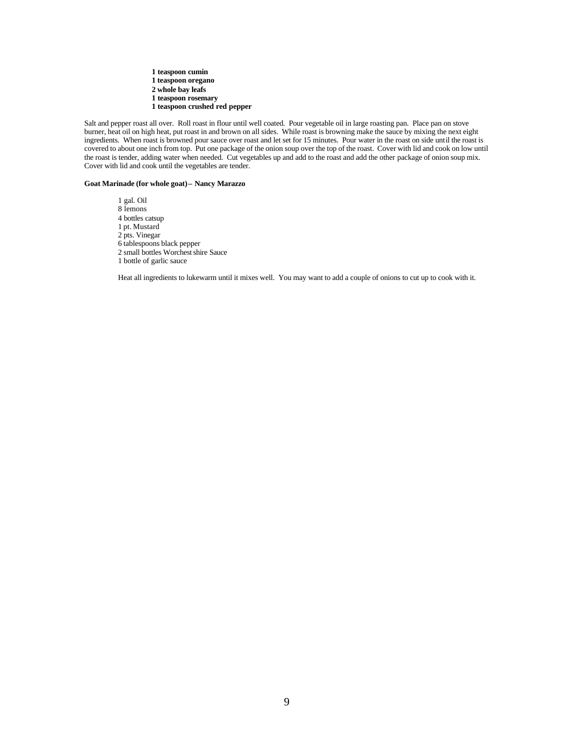**1 teaspoon cumin**
**1 teaspoon oregano**
**2 whole bay leafs**
**1 teaspoon rosemary**
**1 teaspoon crushed red pepper**

Salt and pepper roast all over. Roll roast in flour until well coated. Pour vegetable oil in large roasting pan. Place pan on stove burner, heat oil on high heat, put roast in and brown on all sides. While roast is browning make the sauce by mixing the next eight ingredients. When roast is browned pour sauce over roast and let set for 15 minutes. Pour water in the roast on side until the roast is covered to about one inch from top. Put one package of the onion soup over the top of the roast. Cover with lid and cook on low until the roast is tender, adding water when needed. Cut vegetables up and add to the roast and add the other package of onion soup mix. Cover with lid and cook until the vegetables are tender.

**Goat Marinade (for whole goat) – Nancy Marazzo**

1 gal. Oil
8 lemons
4 bottles catsup
1 pt. Mustard
2 pts. Vinegar
6 tablespoons black pepper
2 small bottles Worchest shire Sauce
1 bottle of garlic sauce

Heat all ingredients to lukewarm until it mixes well. You may want to add a couple of onions to cut up to cook with it.